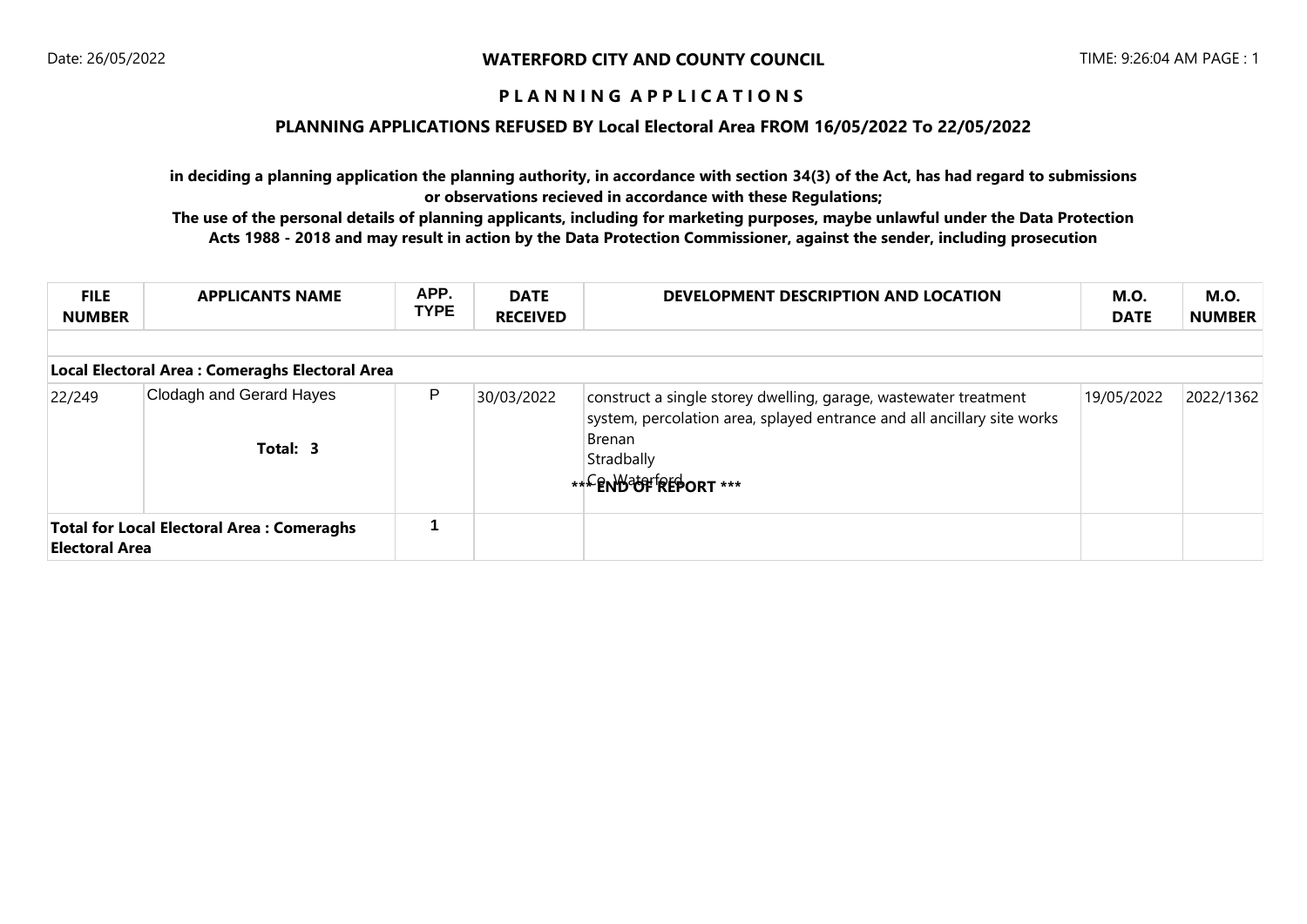Date: 26/05/2022

**WATERFORD CITY AND COUNTY COUNCIL**

TIME: 9:26:04 AM PAGE : 1

## P L A N N I N G A P P L I C A T I O N S

### PLANNING APPLICATIONS REFUSED BY Local Electoral Area FROM 16/05/2022 To 22/05/2022

**in deciding a planning application the planning authority, in accordance with section 34(3) of the Act, has had regard to submissions or observations recieved in accordance with these Regulations;**

**The use of the personal details of planning applicants, including for marketing purposes, maybe unlawful under the Data Protection Acts 1988 - 2018 and may result in action by the Data Protection Commissioner, against the sender, including prosecution**

| FILE NUMBER | APPLICANTS NAME | APP. TYPE | DATE RECEIVED | DEVELOPMENT DESCRIPTION AND LOCATION | M.O. DATE | M.O. NUMBER |
|---|---|---|---|---|---|---|
| **Local Electoral Area : Comeraghs Electoral Area** | | | | | | |
| 22/249 | Clodagh and Gerard Hayes<br>**Total: 3** | P | 30/03/2022 | construct a single storey dwelling, garage, wastewater treatment system, percolation area, splayed entrance and all ancillary site works<br>Brenan<br>Stradbally<br>Co. Waterford | 19/05/2022 | 2022/1362 |
| **Total for Local Electoral Area : Comeraghs Electoral Area** | | 1 | | | | |

*** END OF REPORT ***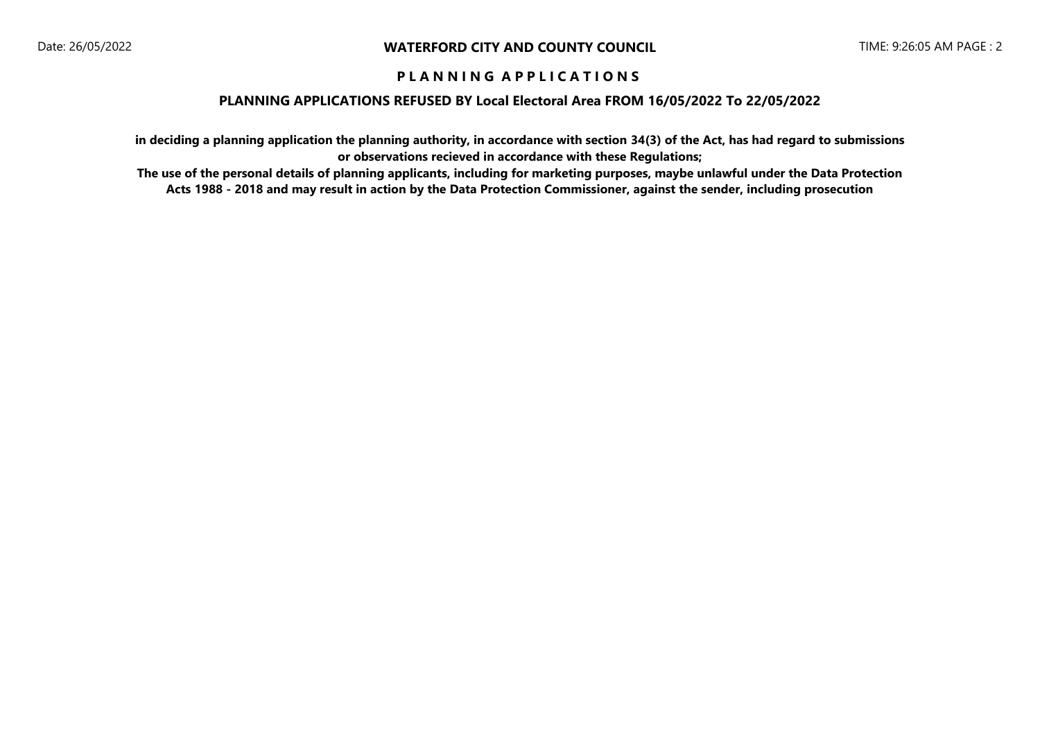# WATERFORD CITY AND COUNTY COUNCIL

## P L A N N I N G   A P P L I C A T I O N S

### PLANNING APPLICATIONS REFUSED BY Local Electoral Area FROM 16/05/2022 To 22/05/2022

**in deciding a planning application the planning authority, in accordance with section 34(3) of the Act, has had regard to submissions or observations recieved in accordance with these Regulations;**

**The use of the personal details of planning applicants, including for marketing purposes, maybe unlawful under the Data Protection Acts 1988 - 2018 and may result in action by the Data Protection Commissioner, against the sender, including prosecution**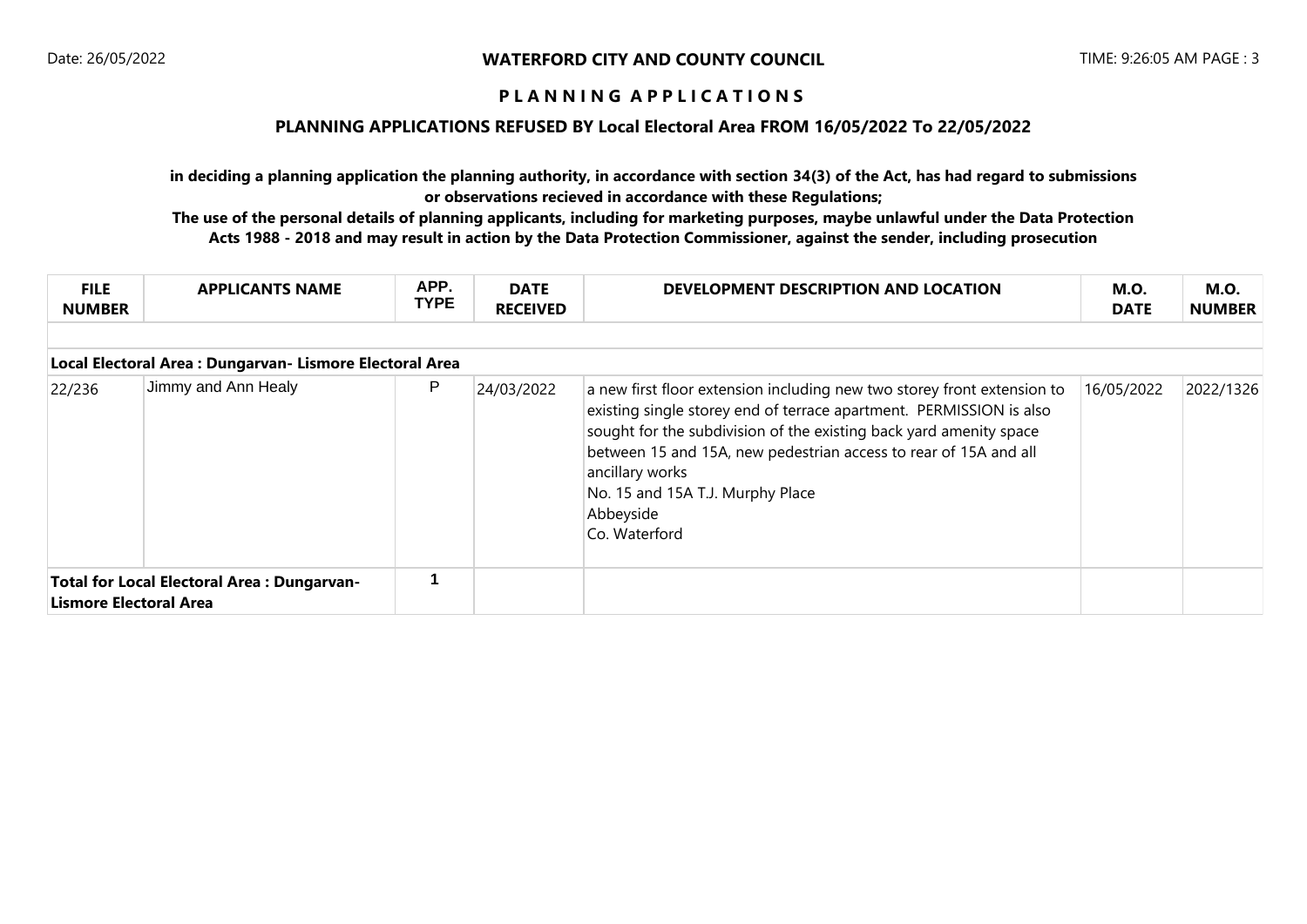**WATERFORD CITY AND COUNTY COUNCIL**

Date: 26/05/2022

TIME: 9:26:05 AM PAGE : 3

## P L A N N I N G   A P P L I C A T I O N S

### PLANNING APPLICATIONS REFUSED BY Local Electoral Area FROM 16/05/2022 To 22/05/2022

**in deciding a planning application the planning authority, in accordance with section 34(3) of the Act, has had regard to submissions or observations recieved in accordance with these Regulations;**

**The use of the personal details of planning applicants, including for marketing purposes, maybe unlawful under the Data Protection Acts 1988 - 2018 and may result in action by the Data Protection Commissioner, against the sender, including prosecution**

| FILE NUMBER | APPLICANTS NAME | APP. TYPE | DATE RECEIVED | DEVELOPMENT DESCRIPTION AND LOCATION | M.O. DATE | M.O. NUMBER |
|---|---|---|---|---|---|---|
| **Local Electoral Area : Dungarvan- Lismore Electoral Area** | | | | | | |
| 22/236 | Jimmy and Ann Healy | P | 24/03/2022 | a new first floor extension including new two storey front extension to existing single storey end of terrace apartment. PERMISSION is also sought for the subdivision of the existing back yard amenity space between 15 and 15A, new pedestrian access to rear of 15A and all ancillary works<br>No. 15 and 15A T.J. Murphy Place<br>Abbeyside<br>Co. Waterford | 16/05/2022 | 2022/1326 |
| **Total for Local Electoral Area : Dungarvan- Lismore Electoral Area** | | 1 | | | | |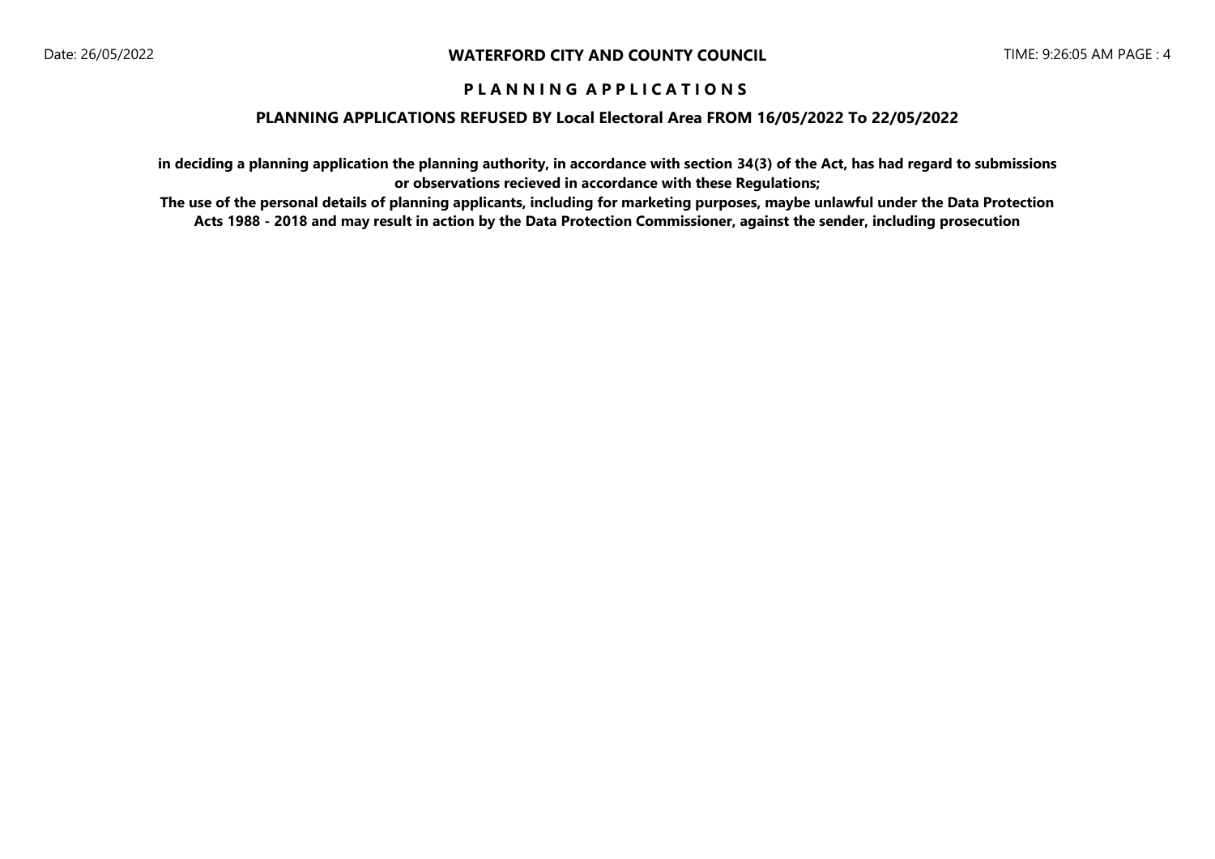# PLANNING APPLICATIONS

## PLANNING APPLICATIONS REFUSED BY Local Electoral Area FROM 16/05/2022 To 22/05/2022

**in deciding a planning application the planning authority, in accordance with section 34(3) of the Act, has had regard to submissions or observations recieved in accordance with these Regulations;**

**The use of the personal details of planning applicants, including for marketing purposes, maybe unlawful under the Data Protection Acts 1988 - 2018 and may result in action by the Data Protection Commissioner, against the sender, including prosecution**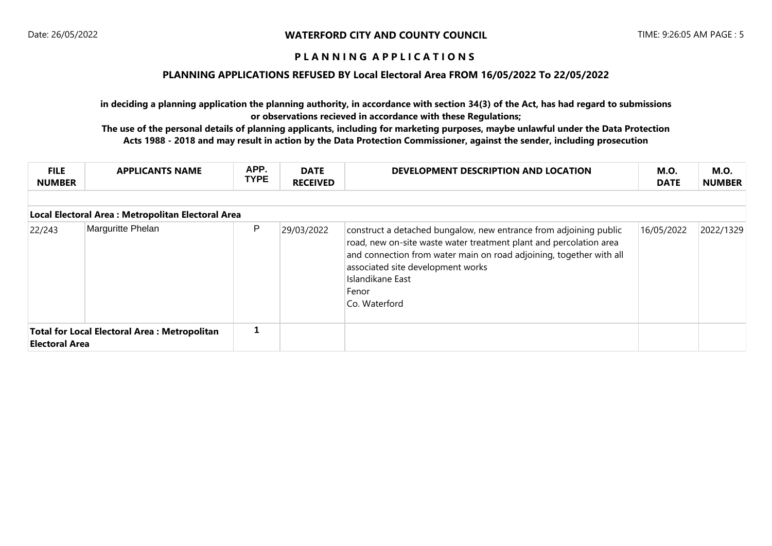**WATERFORD CITY AND COUNTY COUNCIL**

**P L A N N I N G A P P L I C A T I O N S**

**PLANNING APPLICATIONS REFUSED BY Local Electoral Area FROM 16/05/2022 To 22/05/2022**

**in deciding a planning application the planning authority, in accordance with section 34(3) of the Act, has had regard to submissions or observations recieved in accordance with these Regulations;**

**The use of the personal details of planning applicants, including for marketing purposes, maybe unlawful under the Data Protection Acts 1988 - 2018 and may result in action by the Data Protection Commissioner, against the sender, including prosecution**

| FILE NUMBER | APPLICANTS NAME | APP. TYPE | DATE RECEIVED | DEVELOPMENT DESCRIPTION AND LOCATION | M.O. DATE | M.O. NUMBER |
|---|---|---|---|---|---|---|
| **Local Electoral Area : Metropolitan Electoral Area** | | | | | | |
| 22/243 | Marguritte Phelan | P | 29/03/2022 | construct a detached bungalow, new entrance from adjoining public road, new on-site waste water treatment plant and percolation area and connection from water main on road adjoining, together with all associated site development works<br>Islandikane East<br>Fenor<br>Co. Waterford | 16/05/2022 | 2022/1329 |
| **Total for Local Electoral Area : Metropolitan Electoral Area** | | 1 | | | | |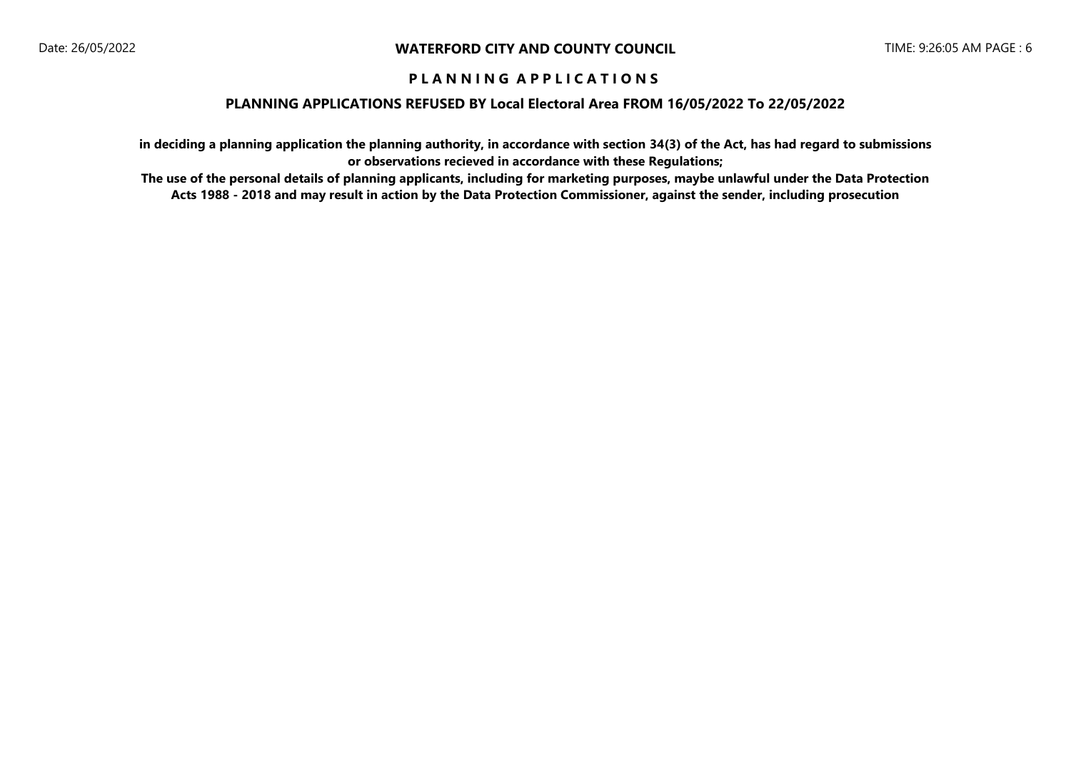# P L A N N I N G A P P L I C A T I O N S

## PLANNING APPLICATIONS REFUSED BY Local Electoral Area FROM 16/05/2022 To 22/05/2022

**in deciding a planning application the planning authority, in accordance with section 34(3) of the Act, has had regard to submissions or observations recieved in accordance with these Regulations;**

**The use of the personal details of planning applicants, including for marketing purposes, maybe unlawful under the Data Protection Acts 1988 - 2018 and may result in action by the Data Protection Commissioner, against the sender, including prosecution**